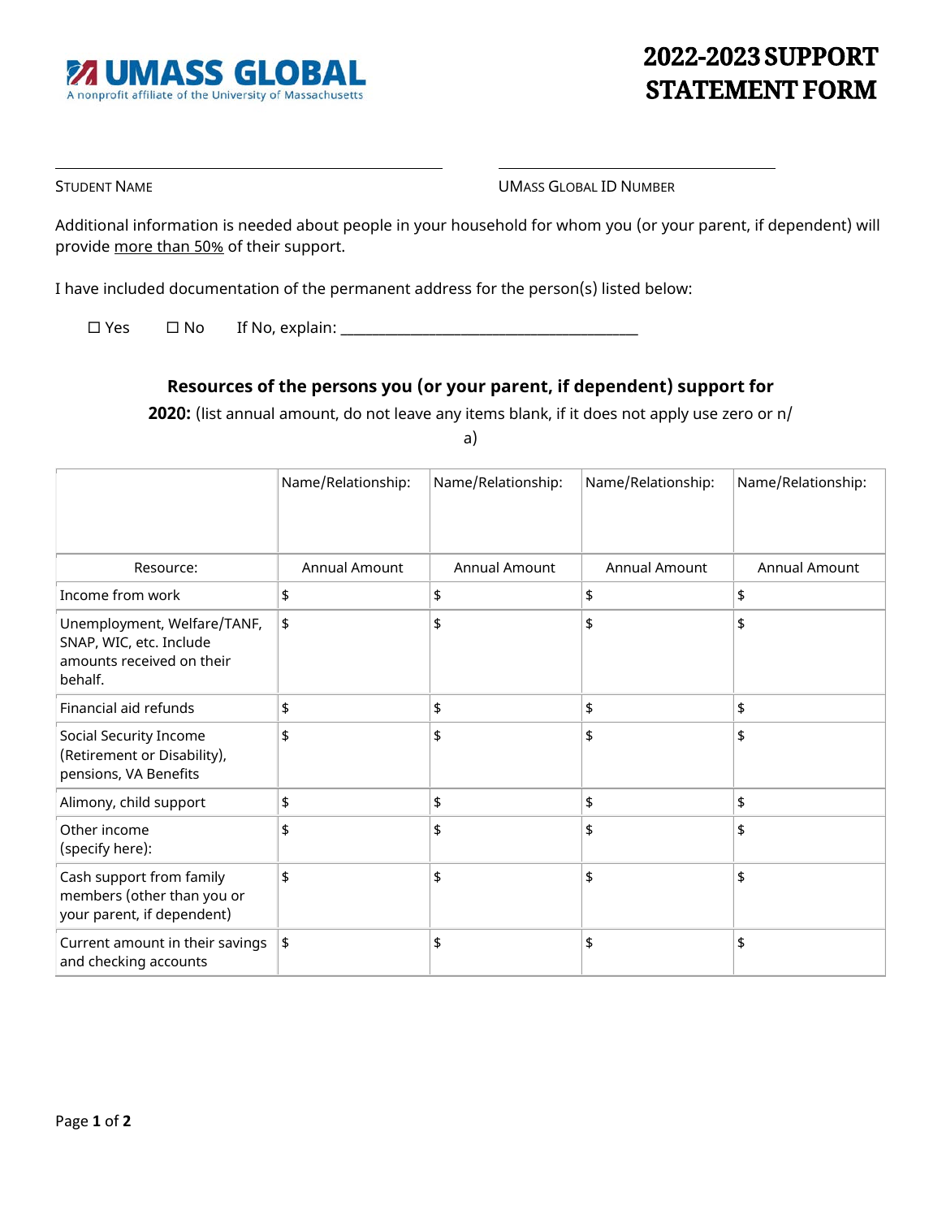UMASS GLOBAL
A nonprofit affiliate of the University of Massachusetts

# 2022-2023 SUPPORT STATEMENT FORM

\_\_\_\_\_\_\_\_\_\_\_\_\_\_\_\_\_\_\_\_\_\_\_\_\_\_\_\_\_\_\_\_\_\_\_\_\_\_\_\_ \_\_\_\_\_\_\_\_\_\_\_\_\_\_\_\_\_\_\_\_\_\_\_\_\_\_\_\_\_\_

STUDENT NAME UMASS GLOBAL ID NUMBER

Additional information is needed about people in your household for whom you (or your parent, if dependent) will provide more than 50% of their support.

I have included documentation of the permanent address for the person(s) listed below:

☐ Yes ☐ No If No, explain: \_\_\_\_\_\_\_\_\_\_\_\_\_\_\_\_\_\_\_\_\_\_\_\_\_\_\_\_\_\_\_\_\_\_\_\_\_\_\_\_

**Resources of the persons you (or your parent, if dependent) support for 2020:** (list annual amount, do not leave any items blank, if it does not apply use zero or n/a)

| | Name/Relationship: | Name/Relationship: | Name/Relationship: | Name/Relationship: |
|---|---|---|---|---|
| Resource: | Annual Amount | Annual Amount | Annual Amount | Annual Amount |
| Income from work | $ | $ | $ | $ |
| Unemployment, Welfare/TANF, SNAP, WIC, etc. Include amounts received on their behalf. | $ | $ | $ | $ |
| Financial aid refunds | $ | $ | $ | $ |
| Social Security Income (Retirement or Disability), pensions, VA Benefits | $ | $ | $ | $ |
| Alimony, child support | $ | $ | $ | $ |
| Other income (specify here): | $ | $ | $ | $ |
| Cash support from family members (other than you or your parent, if dependent) | $ | $ | $ | $ |
| Current amount in their savings and checking accounts | $ | $ | $ | $ |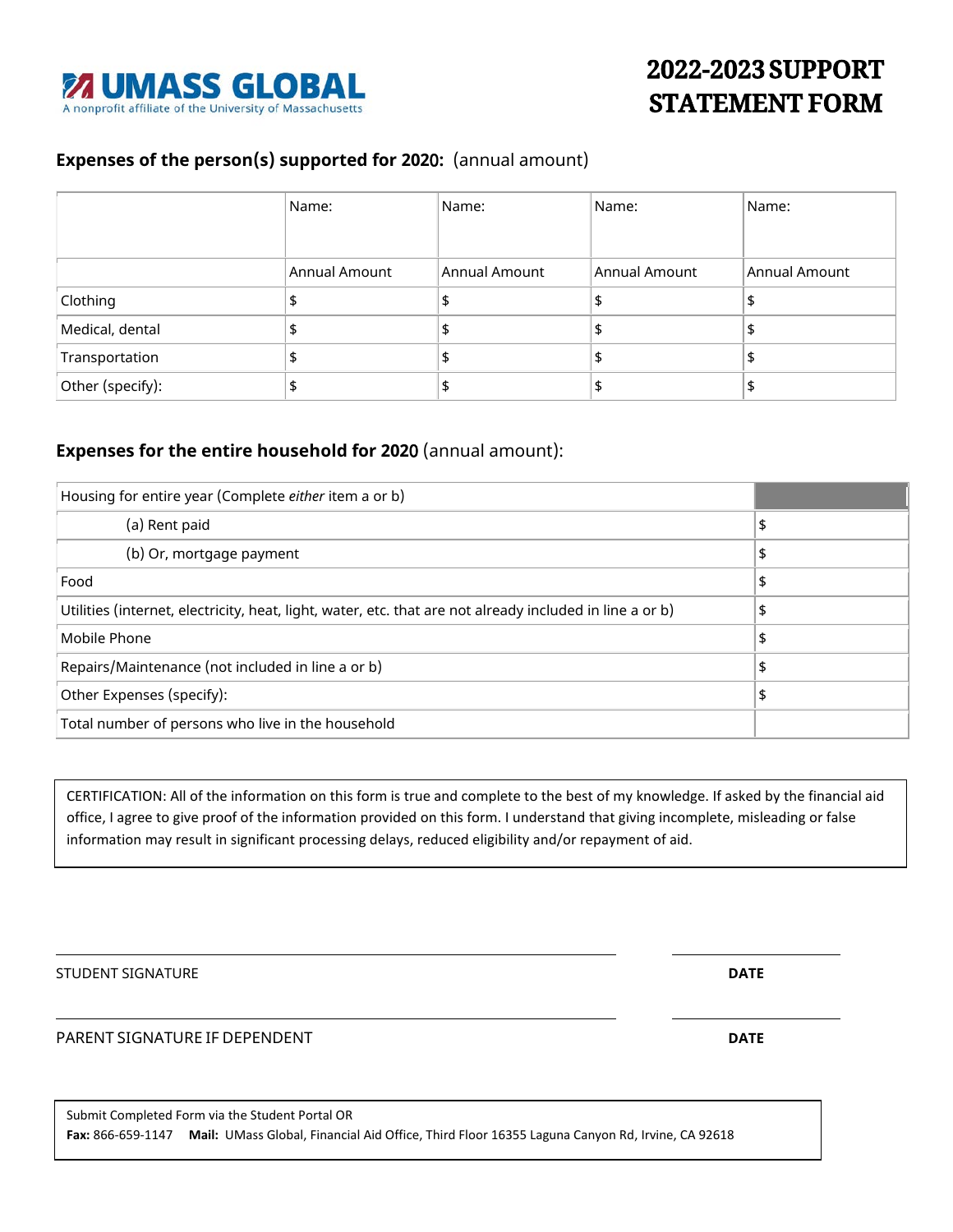**UMASS GLOBAL**
A nonprofit affiliate of the University of Massachusetts

# 2022-2023 SUPPORT STATEMENT FORM

### Expenses of the person(s) supported for 2020: (annual amount)

| | Name: | Name: | Name: | Name: |
|---|---|---|---|---|
| | Annual Amount | Annual Amount | Annual Amount | Annual Amount |
| Clothing | $ | $ | $ | $ |
| Medical, dental | $ | $ | $ | $ |
| Transportation | $ | $ | $ | $ |
| Other (specify): | $ | $ | $ | $ |

### Expenses for the entire household for 2020 (annual amount):

| | |
|---|---|
| Housing for entire year (Complete *either* item a or b) | |
| (a) Rent paid | $ |
| (b) Or, mortgage payment | $ |
| Food | $ |
| Utilities (internet, electricity, heat, light, water, etc. that are not already included in line a or b) | $ |
| Mobile Phone | $ |
| Repairs/Maintenance (not included in line a or b) | $ |
| Other Expenses (specify): | $ |
| Total number of persons who live in the household | |

CERTIFICATION: All of the information on this form is true and complete to the best of my knowledge. If asked by the financial aid office, I agree to give proof of the information provided on this form. I understand that giving incomplete, misleading or false information may result in significant processing delays, reduced eligibility and/or repayment of aid.

STUDENT SIGNATURE &nbsp;&nbsp;&nbsp;&nbsp; **DATE**

PARENT SIGNATURE IF DEPENDENT &nbsp;&nbsp;&nbsp;&nbsp; **DATE**

Submit Completed Form via the Student Portal OR
**Fax:** 866-659-1147 **Mail:** UMass Global, Financial Aid Office, Third Floor 16355 Laguna Canyon Rd, Irvine, CA 92618